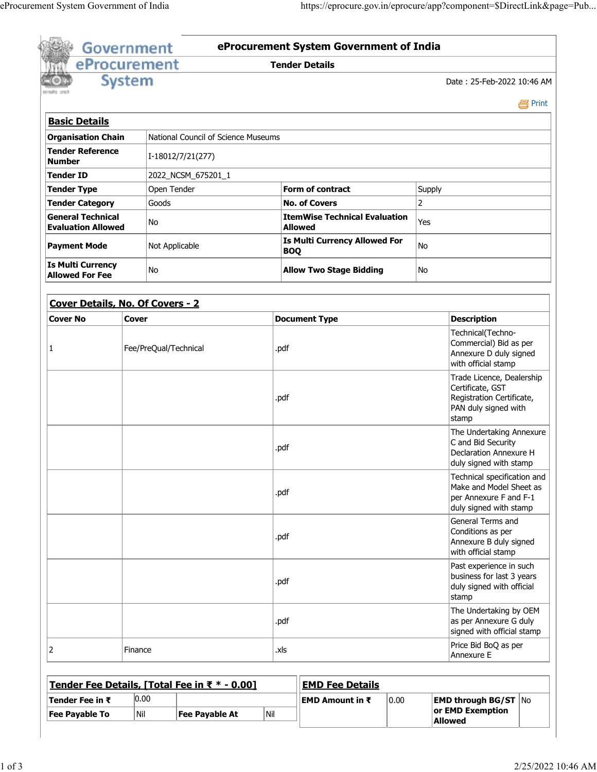# eProcurement System Government of India

## Tender Details

Date : 25-Feb-2022 10:46 AM

### Basic Details

| | | | |
|---|---|---|---|
| **Organisation Chain** | National Council of Science Museums | | |
| **Tender Reference Number** | I-18012/7/21(277) | | |
| **Tender ID** | 2022_NCSM_675201_1 | | |
| **Tender Type** | Open Tender | **Form of contract** | Supply |
| **Tender Category** | Goods | **No. of Covers** | 2 |
| **General Technical Evaluation Allowed** | No | **ItemWise Technical Evaluation Allowed** | Yes |
| **Payment Mode** | Not Applicable | **Is Multi Currency Allowed For BOQ** | No |
| **Is Multi Currency Allowed For Fee** | No | **Allow Two Stage Bidding** | No |

### Cover Details, No. Of Covers - 2

| Cover No | Cover | Document Type | Description |
|---|---|---|---|
| 1 | Fee/PreQual/Technical | .pdf | Technical(Techno-Commercial) Bid as per Annexure D duly signed with official stamp |
| | | .pdf | Trade Licence, Dealership Certificate, GST Registration Certificate, PAN duly signed with stamp |
| | | .pdf | The Undertaking Annexure C and Bid Security Declaration Annexure H duly signed with stamp |
| | | .pdf | Technical specification and Make and Model Sheet as per Annexure F and F-1 duly signed with stamp |
| | | .pdf | General Terms and Conditions as per Annexure B duly signed with official stamp |
| | | .pdf | Past experience in such business for last 3 years duly signed with official stamp |
| | | .pdf | The Undertaking by OEM as per Annexure G duly signed with official stamp |
| 2 | Finance | .xls | Price Bid BoQ as per Annexure E |

### Tender Fee Details, [Total Fee in ₹ * - 0.00]

| | | | |
|---|---|---|---|
| **Tender Fee in ₹** | 0.00 | | |
| **Fee Payable To** | Nil | **Fee Payable At** | Nil |

### EMD Fee Details

| | | | |
|---|---|---|---|
| **EMD Amount in ₹** | 0.00 | **EMD through BG/ST or EMD Exemption Allowed** | No |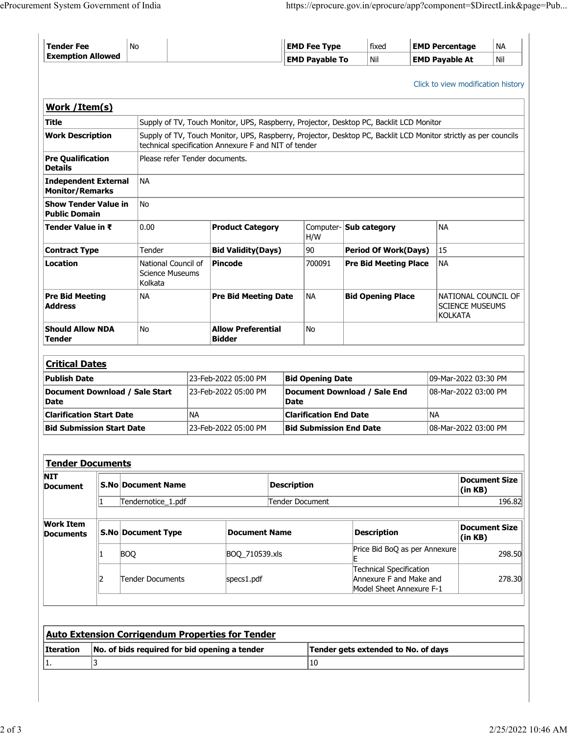| Tender Fee Exemption Allowed | No | | EMD Fee Type | fixed | EMD Percentage | NA |
|---|---|---|---|---|---|---|
| | | | EMD Payable To | Nil | EMD Payable At | Nil |

Click to view modification history

## Work /Item(s)

| Title | Supply of TV, Touch Monitor, UPS, Raspberry, Projector, Desktop PC, Backlit LCD Monitor | | | | |
|---|---|---|---|---|---|
| Work Description | Supply of TV, Touch Monitor, UPS, Raspberry, Projector, Desktop PC, Backlit LCD Monitor strictly as per councils technical specification Annexure F and NIT of tender | | | | |
| Pre Qualification Details | Please refer Tender documents. | | | | |
| Independent External Monitor/Remarks | NA | | | | |
| Show Tender Value in Public Domain | No | | | | |
| Tender Value in ₹ | 0.00 | Product Category | Computer-H/W | Sub category | NA |
| Contract Type | Tender | Bid Validity(Days) | 90 | Period Of Work(Days) | 15 |
| Location | National Council of Science Museums Kolkata | Pincode | 700091 | Pre Bid Meeting Place | NA |
| Pre Bid Meeting Address | NA | Pre Bid Meeting Date | NA | Bid Opening Place | NATIONAL COUNCIL OF SCIENCE MUSEUMS KOLKATA |
| Should Allow NDA Tender | No | Allow Preferential Bidder | No | | |

## Critical Dates

| Publish Date | 23-Feb-2022 05:00 PM | Bid Opening Date | 09-Mar-2022 03:30 PM |
|---|---|---|---|
| Document Download / Sale Start Date | 23-Feb-2022 05:00 PM | Document Download / Sale End Date | 08-Mar-2022 03:00 PM |
| Clarification Start Date | NA | Clarification End Date | NA |
| Bid Submission Start Date | 23-Feb-2022 05:00 PM | Bid Submission End Date | 08-Mar-2022 03:00 PM |

## Tender Documents

**NIT Document**

| S.No | Document Name | Description | Document Size (in KB) |
|---|---|---|---|
| 1 | Tendernotice_1.pdf | Tender Document | 196.82 |

**Work Item Documents**

| S.No | Document Type | Document Name | Description | Document Size (in KB) |
|---|---|---|---|---|
| 1 | BOQ | BOQ_710539.xls | Price Bid BoQ as per Annexure E | 298.50 |
| 2 | Tender Documents | specs1.pdf | Technical Specification Annexure F and Make and Model Sheet Annexure F-1 | 278.30 |

## Auto Extension Corrigendum Properties for Tender

| Iteration | No. of bids required for bid opening a tender | Tender gets extended to No. of days |
|---|---|---|
| 1. | 3 | 10 |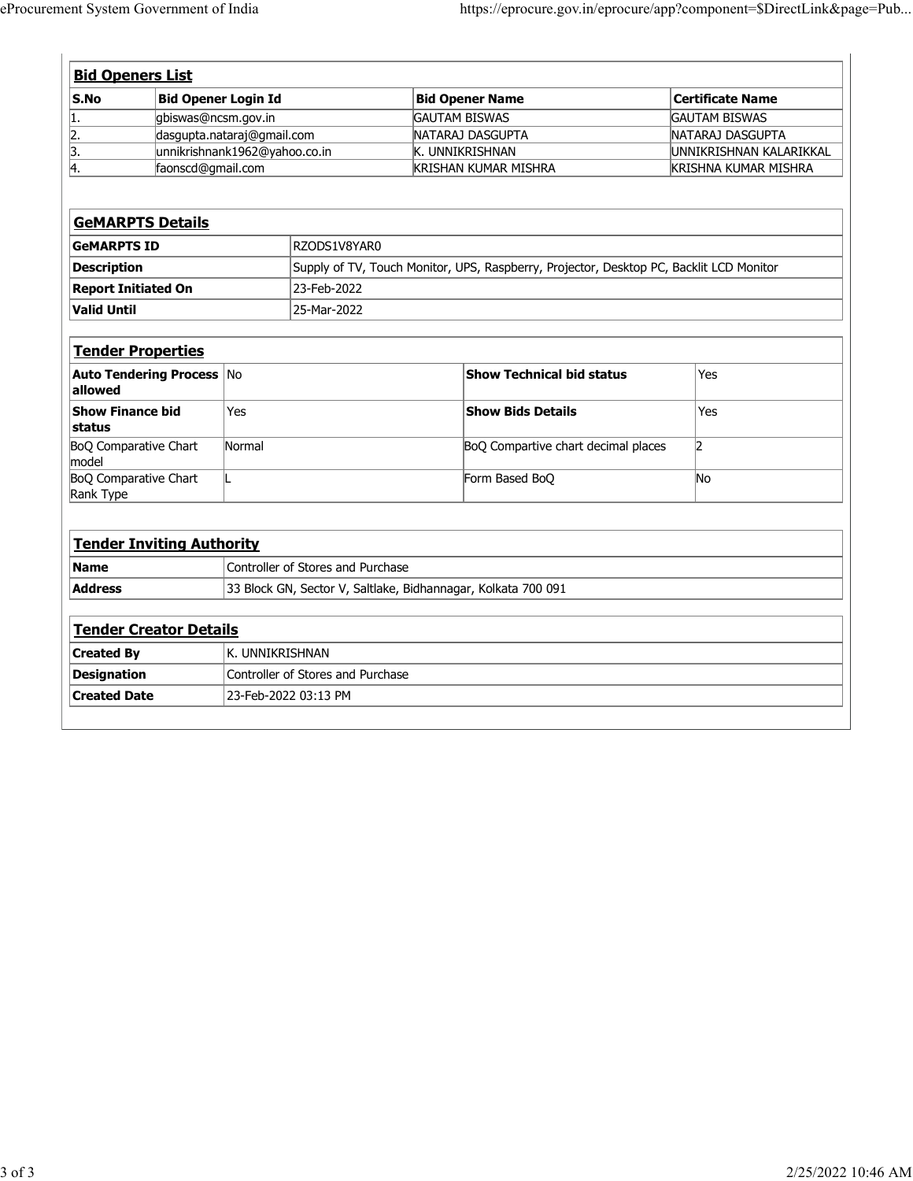## Bid Openers List

| S.No | Bid Opener Login Id | Bid Opener Name | Certificate Name |
|---|---|---|---|
| 1. | gbiswas@ncsm.gov.in | GAUTAM BISWAS | GAUTAM BISWAS |
| 2. | dasgupta.nataraj@gmail.com | NATARAJ DASGUPTA | NATARAJ DASGUPTA |
| 3. | unnikrishnank1962@yahoo.co.in | K. UNNIKRISHNAN | UNNIKRISHNAN KALARIKKAL |
| 4. | faonscd@gmail.com | KRISHAN KUMAR MISHRA | KRISHNA KUMAR MISHRA |

## GeMARPTS Details

| | |
|---|---|
| **GeMARPTS ID** | RZODS1V8YAR0 |
| **Description** | Supply of TV, Touch Monitor, UPS, Raspberry, Projector, Desktop PC, Backlit LCD Monitor |
| **Report Initiated On** | 23-Feb-2022 |
| **Valid Until** | 25-Mar-2022 |

## Tender Properties

| | | | |
|---|---|---|---|
| **Auto Tendering Process allowed** | No | **Show Technical bid status** | Yes |
| **Show Finance bid status** | Yes | **Show Bids Details** | Yes |
| BoQ Comparative Chart model | Normal | BoQ Compartive chart decimal places | 2 |
| BoQ Comparative Chart Rank Type | L | Form Based BoQ | No |

## Tender Inviting Authority

| | |
|---|---|
| **Name** | Controller of Stores and Purchase |
| **Address** | 33 Block GN, Sector V, Saltlake, Bidhannagar, Kolkata 700 091 |

## Tender Creator Details

| | |
|---|---|
| **Created By** | K. UNNIKRISHNAN |
| **Designation** | Controller of Stores and Purchase |
| **Created Date** | 23-Feb-2022 03:13 PM |